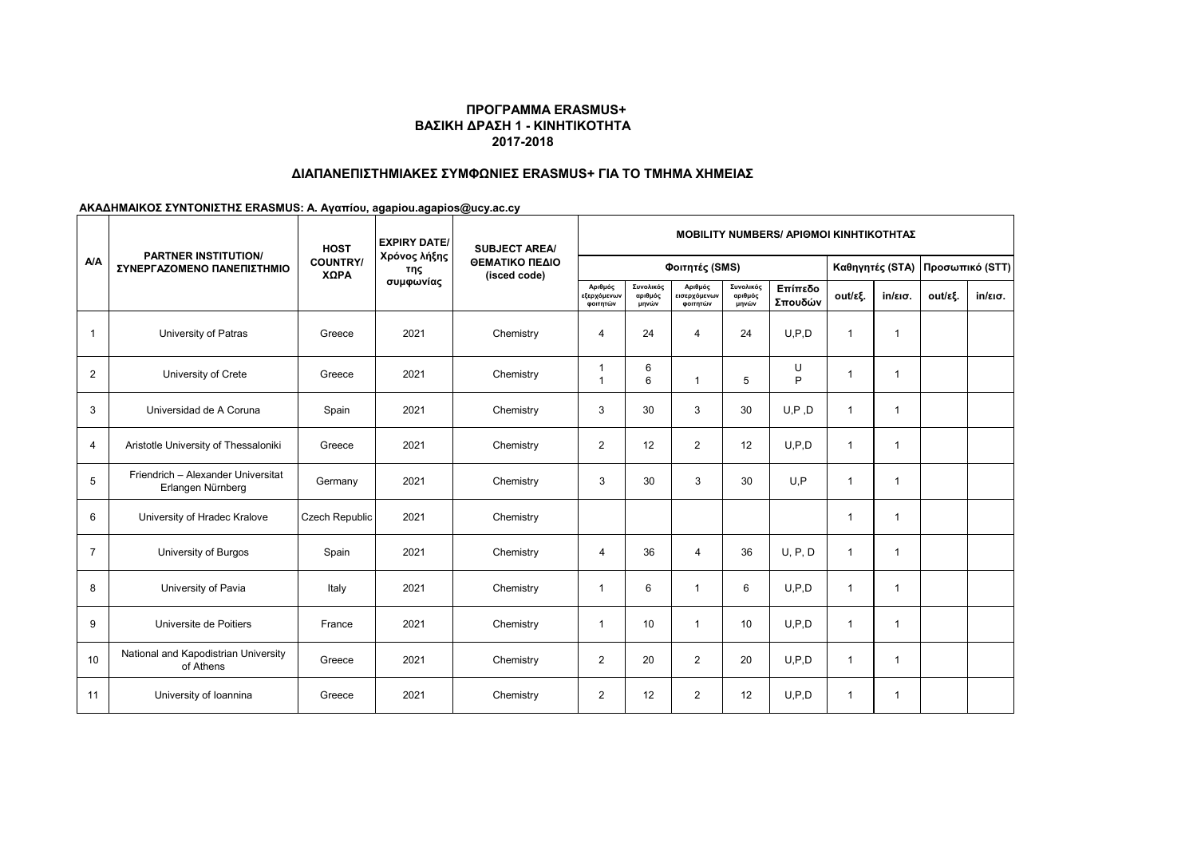## ΠΡΟΓΡΑΜΜΑ ERASMUS+
## ΒΑΣΙΚΗ ΔΡΑΣΗ 1 - ΚΙΝΗΤΙΚΟΤΗΤΑ
## 2017-2018

### ΔΙΑΠΑΝΕΠΙΣΤΗΜΙΑΚΕΣ ΣΥΜΦΩΝΙΕΣ ERASMUS+ ΓΙΑ ΤΟ ΤΜΗΜΑ ΧΗΜΕΙΑΣ

**ΑΚΑΔΗΜΑΙΚΟΣ ΣΥΝΤΟΝΙΣΤΗΣ ERASMUS: Α. Αγαπίου, agapiou.agapios@ucy.ac.cy**

| A/A | PARTNER INSTITUTION/ ΣΥΝΕΡΓΑΖΟΜΕΝΟ ΠΑΝΕΠΙΣΤΗΜΙΟ | HOST COUNTRY/ ΧΩΡΑ | EXPIRY DATE/ Χρόνος λήξης της συμφωνίας | SUBJECT AREA/ ΘΕΜΑΤΙΚΟ ΠΕΔΙΟ (isced code) | MOBILITY NUMBERS/ ΑΡΙΘΜΟΙ ΚΙΝΗΤΙΚΟΤΗΤΑΣ | | | | | | | | |
|---|---|---|---|---|---|---|---|---|---|---|---|---|---|
| | | | | | Φοιτητές (SMS) | | | | | Καθηγητές (STA) | | Προσωπικό (STT) | |
| | | | | | Αριθμός εξερχόμενων φοιτητών | Συνολικός αριθμός μηνών | Αριθμός εισερχόμενων φοιτητών | Συνολικός αριθμός μηνών | Επίπεδο Σπουδών | out/εξ. | in/εισ. | out/εξ. | in/εισ. |
| 1 | University of Patras | Greece | 2021 | Chemistry | 4 | 24 | 4 | 24 | U,P,D | 1 | 1 | | |
| 2 | University of Crete | Greece | 2021 | Chemistry | 1<br>1 | 6<br>6 | 1 | 5 | U<br>P | 1 | 1 | | |
| 3 | Universidad de A Coruna | Spain | 2021 | Chemistry | 3 | 30 | 3 | 30 | U,P ,D | 1 | 1 | | |
| 4 | Aristotle University of Thessaloniki | Greece | 2021 | Chemistry | 2 | 12 | 2 | 12 | U,P,D | 1 | 1 | | |
| 5 | Friendrich – Alexander Universitat Erlangen Nürnberg | Germany | 2021 | Chemistry | 3 | 30 | 3 | 30 | U,P | 1 | 1 | | |
| 6 | University of Hradec Kralove | Czech Republic | 2021 | Chemistry | | | | | | 1 | 1 | | |
| 7 | University of Burgos | Spain | 2021 | Chemistry | 4 | 36 | 4 | 36 | U, P, D | 1 | 1 | | |
| 8 | University of Pavia | Italy | 2021 | Chemistry | 1 | 6 | 1 | 6 | U,P,D | 1 | 1 | | |
| 9 | Universite de Poitiers | France | 2021 | Chemistry | 1 | 10 | 1 | 10 | U,P,D | 1 | 1 | | |
| 10 | National and Kapodistrian University of Athens | Greece | 2021 | Chemistry | 2 | 20 | 2 | 20 | U,P,D | 1 | 1 | | |
| 11 | University of Ioannina | Greece | 2021 | Chemistry | 2 | 12 | 2 | 12 | U,P,D | 1 | 1 | | |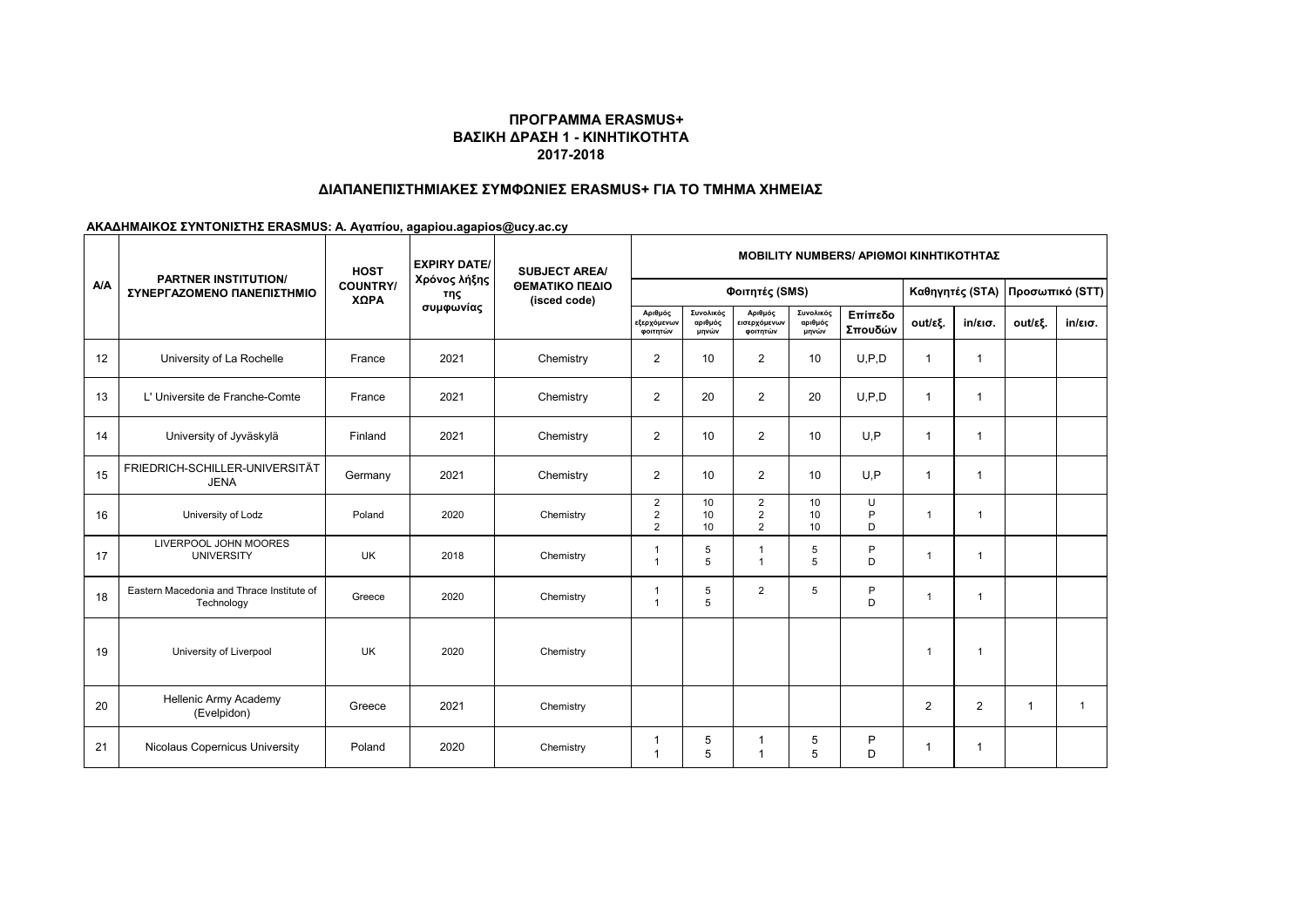**ΠΡΟΓΡΑΜΜΑ ERASMUS+**
**ΒΑΣΙΚΗ ΔΡΑΣΗ 1 - ΚΙΝΗΤΙΚΟΤΗΤΑ**
**2017-2018**

**ΔΙΑΠΑΝΕΠΙΣΤΗΜΙΑΚΕΣ ΣΥΜΦΩΝΙΕΣ ERASMUS+ ΓΙΑ ΤΟ ΤΜΗΜΑ ΧΗΜΕΙΑΣ**

**ΑΚΑΔΗΜΑΙΚΟΣ ΣΥΝΤΟΝΙΣΤΗΣ ERASMUS: Α. Αγαπίου, agapiou.agapios@ucy.ac.cy**

| Α/Α | PARTNER INSTITUTION/ ΣΥΝΕΡΓΑΖΟΜΕΝΟ ΠΑΝΕΠΙΣΤΗΜΙΟ | HOST COUNTRY/ ΧΩΡΑ | EXPIRY DATE/ Χρόνος λήξης της συμφωνίας | SUBJECT AREA/ ΘΕΜΑΤΙΚΟ ΠΕΔΙΟ (isced code) | MOBILITY NUMBERS/ ΑΡΙΘΜΟΙ ΚΙΝΗΤΙΚΟΤΗΤΑΣ | | | | | | | | |
|---|---|---|---|---|---|---|---|---|---|---|---|---|---|
| | | | | | Φοιτητές (SMS) | | | | | Καθηγητές (STA) | | Προσωπικό (STT) | |
| | | | | | Αριθμός εξερχόμενων φοιτητών | Συνολικός αριθμός μηνών | Αριθμός εισερχόμενων φοιτητών | Συνολικός αριθμός μηνών | Επίπεδο Σπουδών | out/εξ. | in/εισ. | out/εξ. | in/εισ. |
| 12 | University of La Rochelle | France | 2021 | Chemistry | 2 | 10 | 2 | 10 | U,P,D | 1 | 1 | | |
| 13 | L' Universite de Franche-Comte | France | 2021 | Chemistry | 2 | 20 | 2 | 20 | U,P,D | 1 | 1 | | |
| 14 | University of Jyväskylä | Finland | 2021 | Chemistry | 2 | 10 | 2 | 10 | U,P | 1 | 1 | | |
| 15 | FRIEDRICH-SCHILLER-UNIVERSITÄT JENA | Germany | 2021 | Chemistry | 2 | 10 | 2 | 10 | U,P | 1 | 1 | | |
| 16 | University of Lodz | Poland | 2020 | Chemistry | 2<br>2<br>2 | 10<br>10<br>10 | 2<br>2<br>2 | 10<br>10<br>10 | U<br>P<br>D | 1 | 1 | | |
| 17 | LIVERPOOL JOHN MOORES UNIVERSITY | UK | 2018 | Chemistry | 1<br>1 | 5<br>5 | 1<br>1 | 5<br>5 | P<br>D | 1 | 1 | | |
| 18 | Eastern Macedonia and Thrace Institute of Technology | Greece | 2020 | Chemistry | 1<br>1 | 5<br>5 | 2 | 5 | P<br>D | 1 | 1 | | |
| 19 | University of Liverpool | UK | 2020 | Chemistry | | | | | | 1 | 1 | | |
| 20 | Hellenic Army Academy (Evelpidon) | Greece | 2021 | Chemistry | | | | | | 2 | 2 | 1 | 1 |
| 21 | Nicolaus Copernicus University | Poland | 2020 | Chemistry | 1<br>1 | 5<br>5 | 1<br>1 | 5<br>5 | P<br>D | 1 | 1 | | |